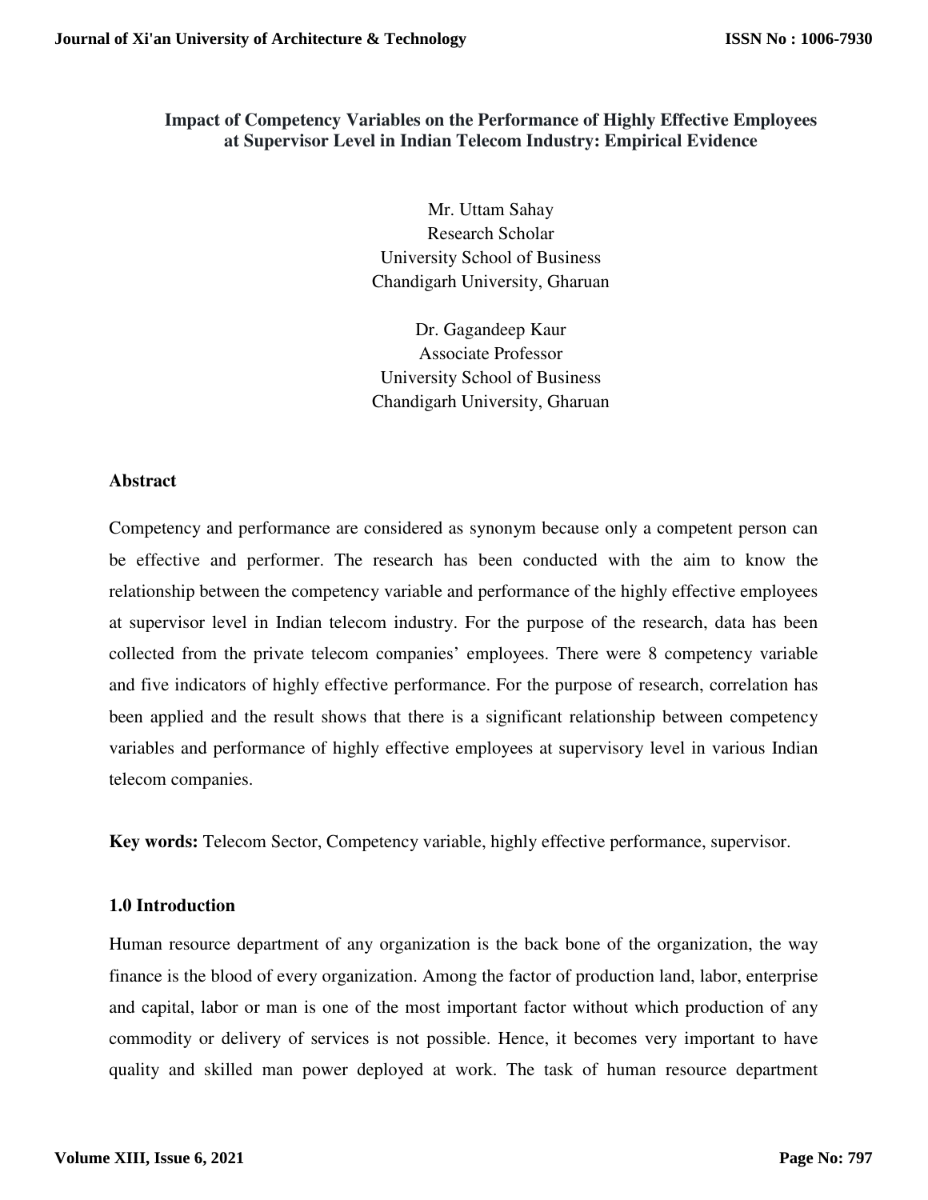# Impact of Competency Variables on the Performance of Highly Effective Employees at Supervisor Level in Indian Telecom Industry: Empirical Evidence

Mr. Uttam Sahay
Research Scholar
University School of Business
Chandigarh University, Gharuan

Dr. Gagandeep Kaur
Associate Professor
University School of Business
Chandigarh University, Gharuan

## Abstract

Competency and performance are considered as synonym because only a competent person can be effective and performer. The research has been conducted with the aim to know the relationship between the competency variable and performance of the highly effective employees at supervisor level in Indian telecom industry. For the purpose of the research, data has been collected from the private telecom companies' employees. There were 8 competency variable and five indicators of highly effective performance. For the purpose of research, correlation has been applied and the result shows that there is a significant relationship between competency variables and performance of highly effective employees at supervisory level in various Indian telecom companies.

**Key words:** Telecom Sector, Competency variable, highly effective performance, supervisor.

## 1.0 Introduction

Human resource department of any organization is the back bone of the organization, the way finance is the blood of every organization. Among the factor of production land, labor, enterprise and capital, labor or man is one of the most important factor without which production of any commodity or delivery of services is not possible. Hence, it becomes very important to have quality and skilled man power deployed at work. The task of human resource department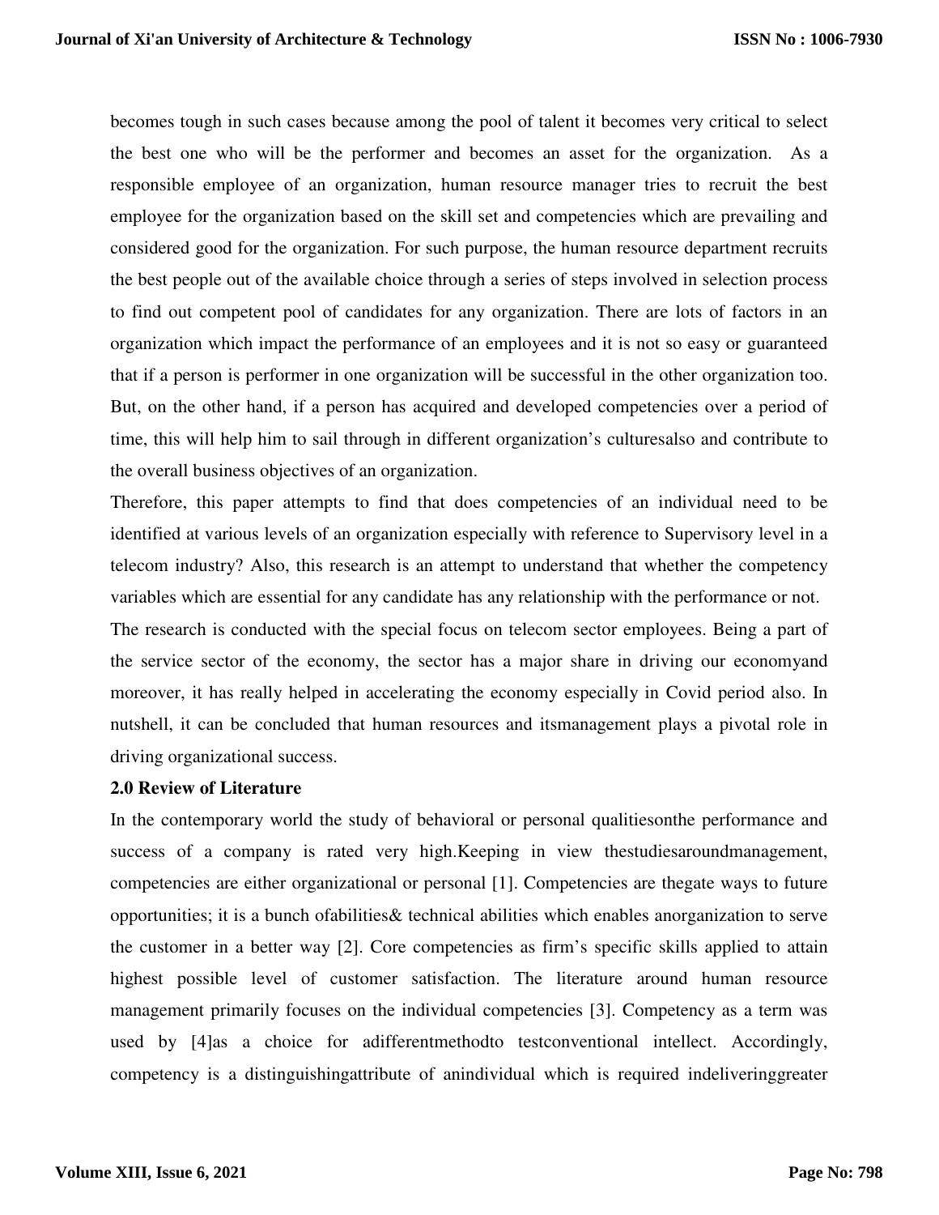becomes tough in such cases because among the pool of talent it becomes very critical to select the best one who will be the performer and becomes an asset for the organization. As a responsible employee of an organization, human resource manager tries to recruit the best employee for the organization based on the skill set and competencies which are prevailing and considered good for the organization. For such purpose, the human resource department recruits the best people out of the available choice through a series of steps involved in selection process to find out competent pool of candidates for any organization. There are lots of factors in an organization which impact the performance of an employees and it is not so easy or guaranteed that if a person is performer in one organization will be successful in the other organization too. But, on the other hand, if a person has acquired and developed competencies over a period of time, this will help him to sail through in different organization's culturesalso and contribute to the overall business objectives of an organization.

Therefore, this paper attempts to find that does competencies of an individual need to be identified at various levels of an organization especially with reference to Supervisory level in a telecom industry? Also, this research is an attempt to understand that whether the competency variables which are essential for any candidate has any relationship with the performance or not.

The research is conducted with the special focus on telecom sector employees. Being a part of the service sector of the economy, the sector has a major share in driving our economyand moreover, it has really helped in accelerating the economy especially in Covid period also. In nutshell, it can be concluded that human resources and itsmanagement plays a pivotal role in driving organizational success.

## 2.0 Review of Literature

In the contemporary world the study of behavioral or personal qualitiesonthe performance and success of a company is rated very high.Keeping in view thestudiesaroundmanagement, competencies are either organizational or personal [1]. Competencies are thegate ways to future opportunities; it is a bunch ofabilities& technical abilities which enables anorganization to serve the customer in a better way [2]. Core competencies as firm's specific skills applied to attain highest possible level of customer satisfaction. The literature around human resource management primarily focuses on the individual competencies [3]. Competency as a term was used by [4]as a choice for adifferentmethodto testconventional intellect. Accordingly, competency is a distinguishingattribute of anindividual which is required indeliveringgreater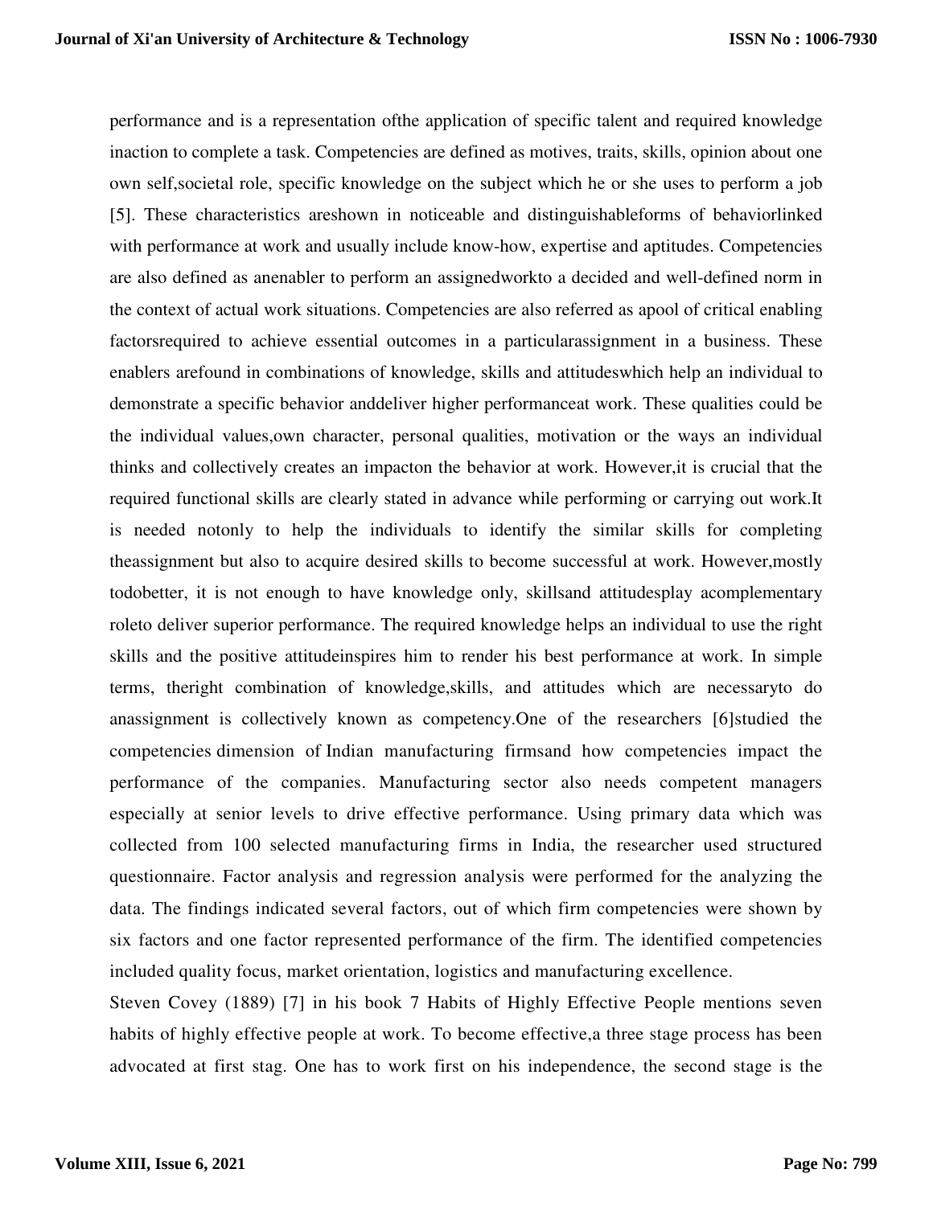performance and is a representation ofthe application of specific talent and required knowledge inaction to complete a task. Competencies are defined as motives, traits, skills, opinion about one own self,societal role, specific knowledge on the subject which he or she uses to perform a job [5]. These characteristics areshown in noticeable and distinguishableforms of behaviorlinked with performance at work and usually include know-how, expertise and aptitudes. Competencies are also defined as anenabler to perform an assignedworkto a decided and well-defined norm in the context of actual work situations. Competencies are also referred as apool of critical enabling factorsrequired to achieve essential outcomes in a particularassignment in a business. These enablers arefound in combinations of knowledge, skills and attitudeswhich help an individual to demonstrate a specific behavior anddeliver higher performanceat work. These qualities could be the individual values,own character, personal qualities, motivation or the ways an individual thinks and collectively creates an impacton the behavior at work. However,it is crucial that the required functional skills are clearly stated in advance while performing or carrying out work.It is needed notonly to help the individuals to identify the similar skills for completing theassignment but also to acquire desired skills to become successful at work. However,mostly todobetter, it is not enough to have knowledge only, skillsand attitudesplay acomplementary roleto deliver superior performance. The required knowledge helps an individual to use the right skills and the positive attitudeinspires him to render his best performance at work. In simple terms, theright combination of knowledge,skills, and attitudes which are necessaryto do anassignment is collectively known as competency.One of the researchers [6]studied the competencies dimension of Indian manufacturing firmsand how competencies impact the performance of the companies. Manufacturing sector also needs competent managers especially at senior levels to drive effective performance. Using primary data which was collected from 100 selected manufacturing firms in India, the researcher used structured questionnaire. Factor analysis and regression analysis were performed for the analyzing the data. The findings indicated several factors, out of which firm competencies were shown by six factors and one factor represented performance of the firm. The identified competencies included quality focus, market orientation, logistics and manufacturing excellence.

Steven Covey (1889) [7] in his book 7 Habits of Highly Effective People mentions seven habits of highly effective people at work. To become effective,a three stage process has been advocated at first stag. One has to work first on his independence, the second stage is the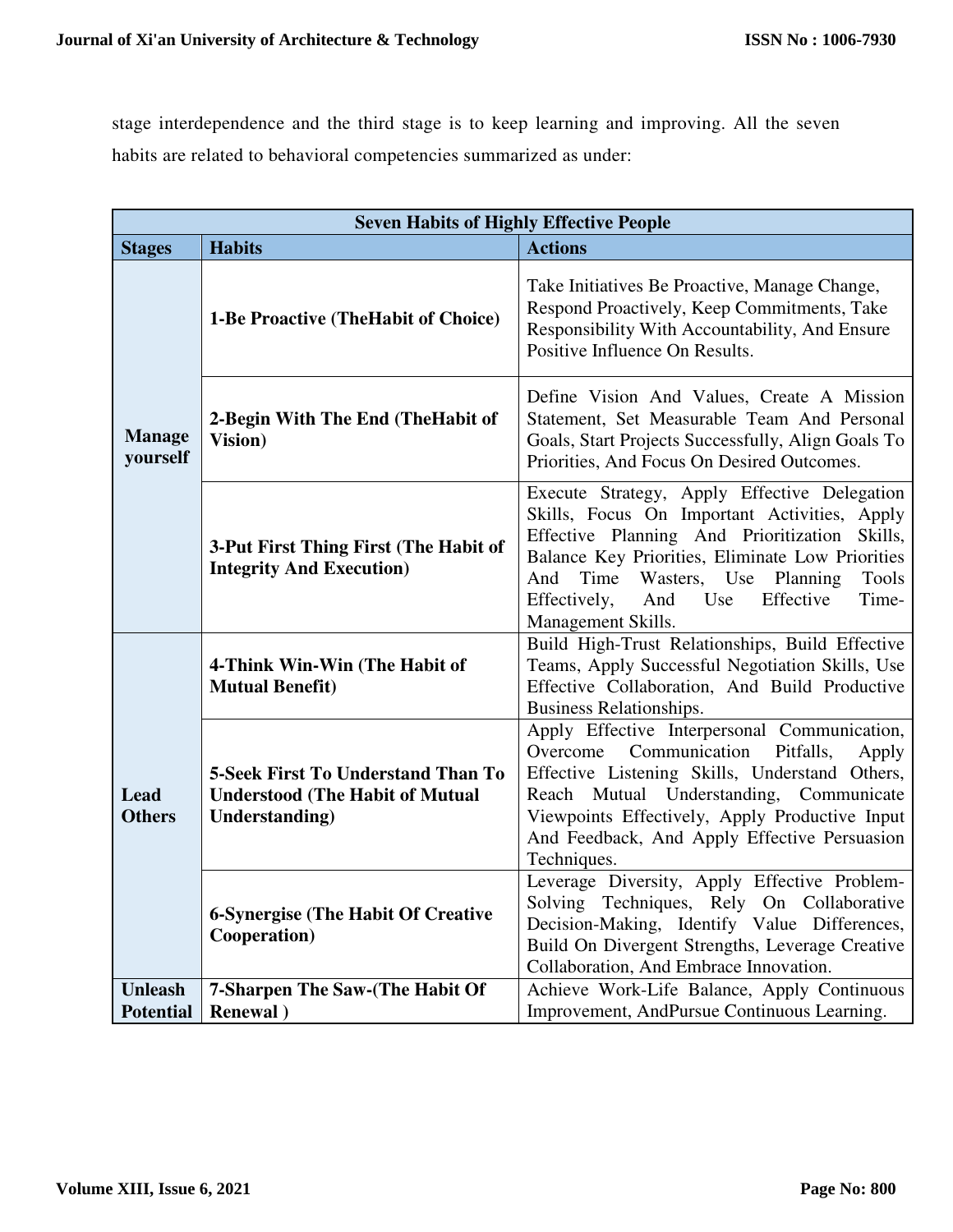stage interdependence and the third stage is to keep learning and improving. All the seven habits are related to behavioral competencies summarized as under:

| Seven Habits of Highly Effective People | | |
|---|---|---|
| **Stages** | **Habits** | **Actions** |
| **Manage yourself** | **1-Be Proactive (TheHabit of Choice)** | Take Initiatives Be Proactive, Manage Change, Respond Proactively, Keep Commitments, Take Responsibility With Accountability, And Ensure Positive Influence On Results. |
| | **2-Begin With The End (TheHabit of Vision)** | Define Vision And Values, Create A Mission Statement, Set Measurable Team And Personal Goals, Start Projects Successfully, Align Goals To Priorities, And Focus On Desired Outcomes. |
| | **3-Put First Thing First (The Habit of Integrity And Execution)** | Execute Strategy, Apply Effective Delegation Skills, Focus On Important Activities, Apply Effective Planning And Prioritization Skills, Balance Key Priorities, Eliminate Low Priorities And Time Wasters, Use Planning Tools Effectively, And Use Effective Time-Management Skills. |
| **Lead Others** | **4-Think Win-Win (The Habit of Mutual Benefit)** | Build High-Trust Relationships, Build Effective Teams, Apply Successful Negotiation Skills, Use Effective Collaboration, And Build Productive Business Relationships. |
| | **5-Seek First To Understand Than To Understood (The Habit of Mutual Understanding)** | Apply Effective Interpersonal Communication, Overcome Communication Pitfalls, Apply Effective Listening Skills, Understand Others, Reach Mutual Understanding, Communicate Viewpoints Effectively, Apply Productive Input And Feedback, And Apply Effective Persuasion Techniques. |
| | **6-Synergise (The Habit Of Creative Cooperation)** | Leverage Diversity, Apply Effective Problem-Solving Techniques, Rely On Collaborative Decision-Making, Identify Value Differences, Build On Divergent Strengths, Leverage Creative Collaboration, And Embrace Innovation. |
| **Unleash Potential** | **7-Sharpen The Saw-(The Habit Of Renewal )** | Achieve Work-Life Balance, Apply Continuous Improvement, AndPursue Continuous Learning. |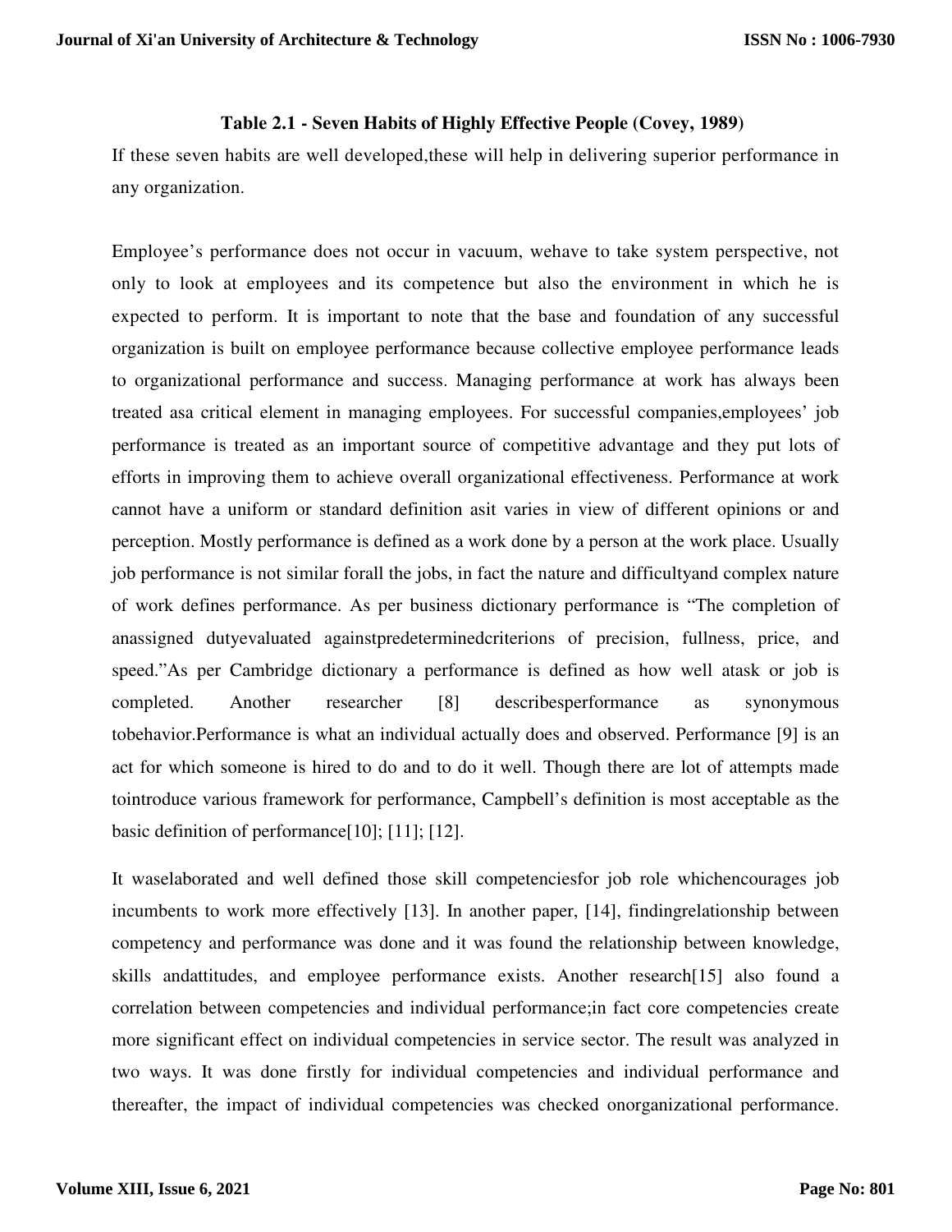**Table 2.1 - Seven Habits of Highly Effective People (Covey, 1989)**

If these seven habits are well developed,these will help in delivering superior performance in any organization.

Employee's performance does not occur in vacuum, wehave to take system perspective, not only to look at employees and its competence but also the environment in which he is expected to perform. It is important to note that the base and foundation of any successful organization is built on employee performance because collective employee performance leads to organizational performance and success. Managing performance at work has always been treated asa critical element in managing employees. For successful companies,employees' job performance is treated as an important source of competitive advantage and they put lots of efforts in improving them to achieve overall organizational effectiveness. Performance at work cannot have a uniform or standard definition asit varies in view of different opinions or and perception. Mostly performance is defined as a work done by a person at the work place. Usually job performance is not similar forall the jobs, in fact the nature and difficultyand complex nature of work defines performance. As per business dictionary performance is "The completion of anassigned dutyevaluated againstpredeterminedcriterions of precision, fullness, price, and speed."As per Cambridge dictionary a performance is defined as how well atask or job is completed. Another researcher [8] describesperformance as synonymous tobehavior.Performance is what an individual actually does and observed. Performance [9] is an act for which someone is hired to do and to do it well. Though there are lot of attempts made tointroduce various framework for performance, Campbell's definition is most acceptable as the basic definition of performance[10]; [11]; [12].

It waselaborated and well defined those skill competenciesfor job role whichencourages job incumbents to work more effectively [13]. In another paper, [14], findingrelationship between competency and performance was done and it was found the relationship between knowledge, skills andattitudes, and employee performance exists. Another research[15] also found a correlation between competencies and individual performance;in fact core competencies create more significant effect on individual competencies in service sector. The result was analyzed in two ways. It was done firstly for individual competencies and individual performance and thereafter, the impact of individual competencies was checked onorganizational performance.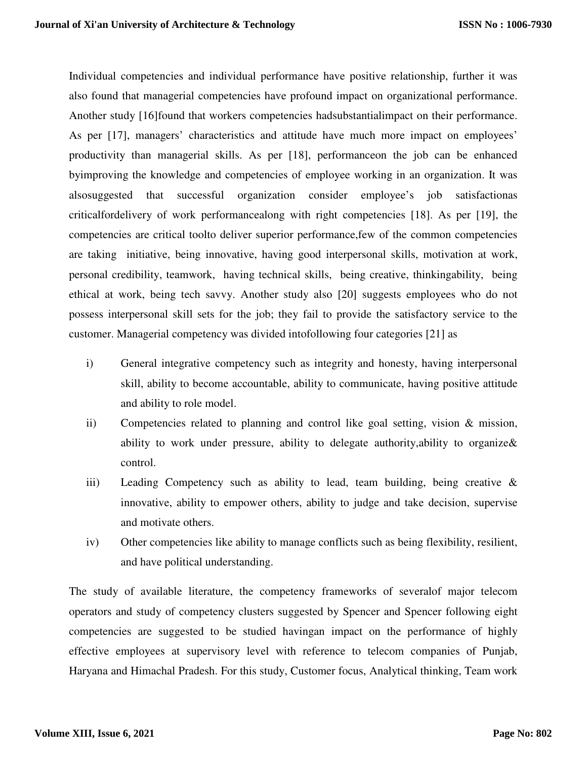Individual competencies and individual performance have positive relationship, further it was also found that managerial competencies have profound impact on organizational performance. Another study [16]found that workers competencies hadsubstantialimpact on their performance. As per [17], managers' characteristics and attitude have much more impact on employees' productivity than managerial skills. As per [18], performanceon the job can be enhanced byimproving the knowledge and competencies of employee working in an organization. It was alsosuggested that successful organization consider employee's job satisfactionas criticalfordelivery of work performancealong with right competencies [18]. As per [19], the competencies are critical toolto deliver superior performance,few of the common competencies are taking initiative, being innovative, having good interpersonal skills, motivation at work, personal credibility, teamwork, having technical skills, being creative, thinkingability, being ethical at work, being tech savvy. Another study also [20] suggests employees who do not possess interpersonal skill sets for the job; they fail to provide the satisfactory service to the customer. Managerial competency was divided intofollowing four categories [21] as

i) General integrative competency such as integrity and honesty, having interpersonal skill, ability to become accountable, ability to communicate, having positive attitude and ability to role model.
ii) Competencies related to planning and control like goal setting, vision & mission, ability to work under pressure, ability to delegate authority,ability to organize& control.
iii) Leading Competency such as ability to lead, team building, being creative & innovative, ability to empower others, ability to judge and take decision, supervise and motivate others.
iv) Other competencies like ability to manage conflicts such as being flexibility, resilient, and have political understanding.

The study of available literature, the competency frameworks of severalof major telecom operators and study of competency clusters suggested by Spencer and Spencer following eight competencies are suggested to be studied havingan impact on the performance of highly effective employees at supervisory level with reference to telecom companies of Punjab, Haryana and Himachal Pradesh. For this study, Customer focus, Analytical thinking, Team work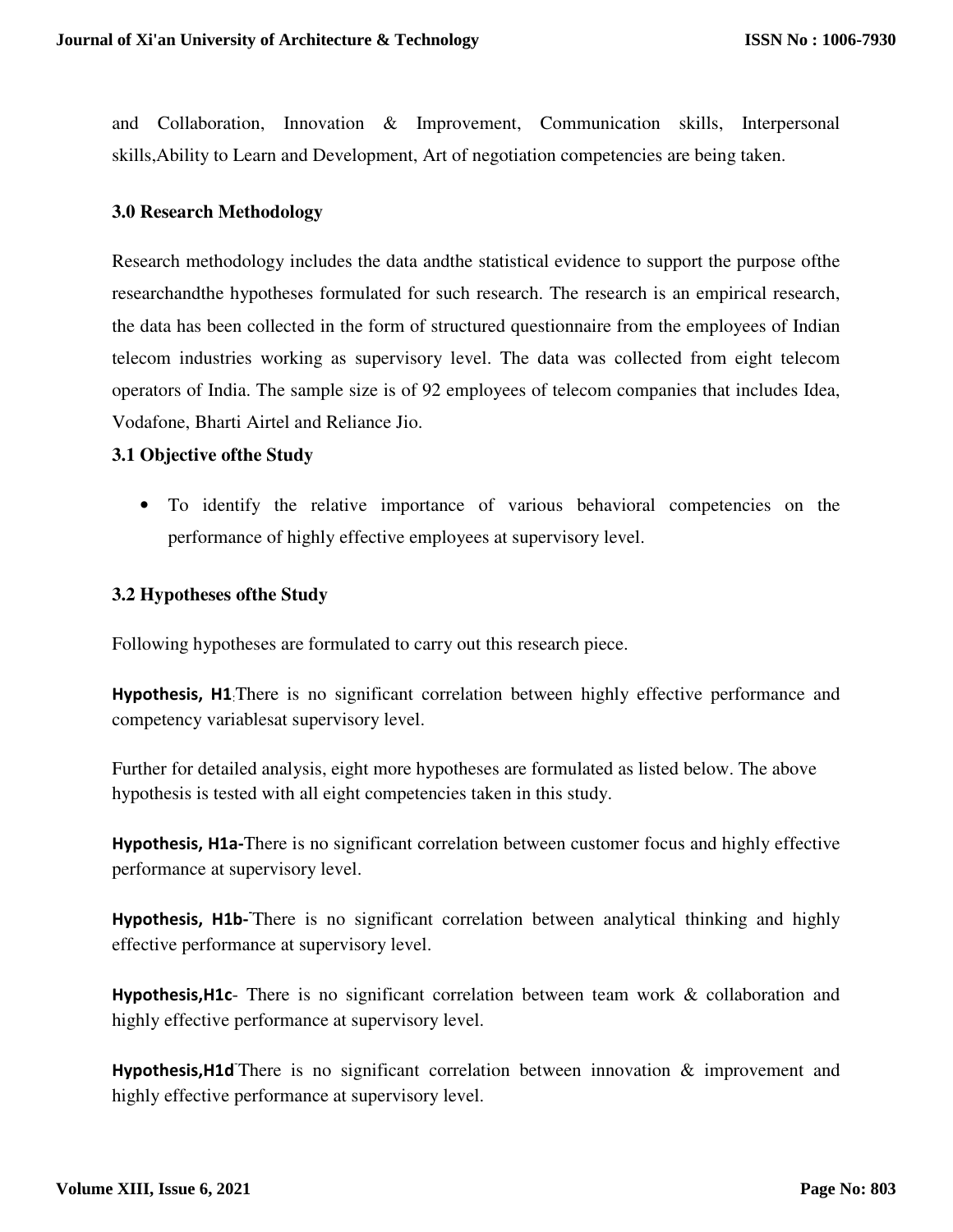and Collaboration, Innovation & Improvement, Communication skills, Interpersonal skills,Ability to Learn and Development, Art of negotiation competencies are being taken.

### 3.0 Research Methodology

Research methodology includes the data andthe statistical evidence to support the purpose ofthe researchandthe hypotheses formulated for such research. The research is an empirical research, the data has been collected in the form of structured questionnaire from the employees of Indian telecom industries working as supervisory level. The data was collected from eight telecom operators of India. The sample size is of 92 employees of telecom companies that includes Idea, Vodafone, Bharti Airtel and Reliance Jio.

### 3.1 Objective ofthe Study

- To identify the relative importance of various behavioral competencies on the performance of highly effective employees at supervisory level.

### 3.2 Hypotheses ofthe Study

Following hypotheses are formulated to carry out this research piece.

**Hypothesis, H1**:There is no significant correlation between highly effective performance and competency variablesat supervisory level.

Further for detailed analysis, eight more hypotheses are formulated as listed below. The above hypothesis is tested with all eight competencies taken in this study.

**Hypothesis, H1a-**There is no significant correlation between customer focus and highly effective performance at supervisory level.

**Hypothesis, H1b-**There is no significant correlation between analytical thinking and highly effective performance at supervisory level.

**Hypothesis,H1c**- There is no significant correlation between team work & collaboration and highly effective performance at supervisory level.

**Hypothesis,H1d**There is no significant correlation between innovation & improvement and highly effective performance at supervisory level.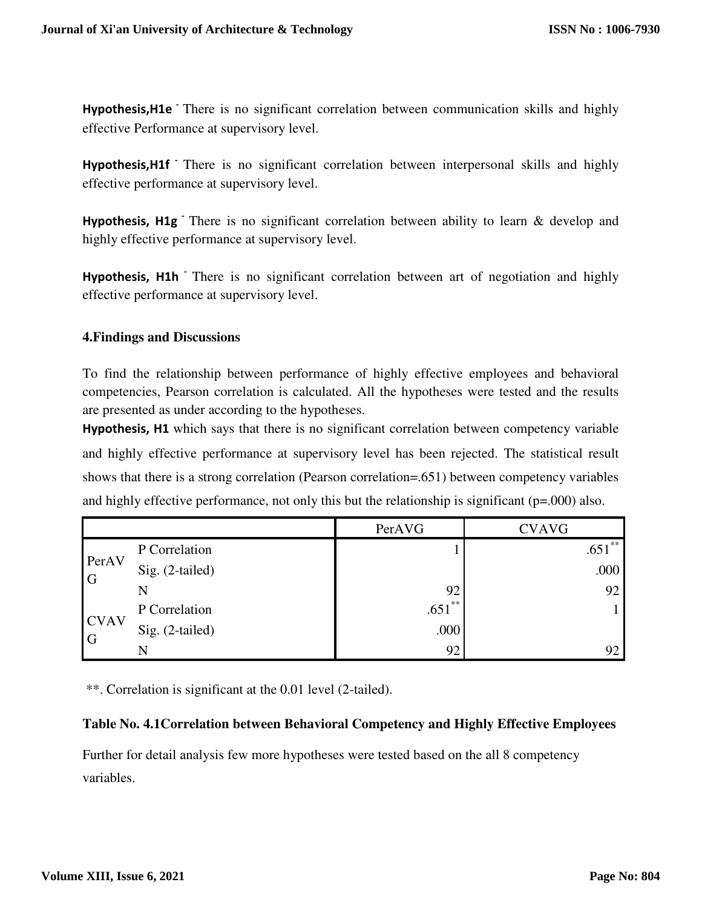**Hypothesis,H1e** ˉ There is no significant correlation between communication skills and highly effective Performance at supervisory level.

**Hypothesis,H1f** ˉ There is no significant correlation between interpersonal skills and highly effective performance at supervisory level.

**Hypothesis, H1g** ˉ There is no significant correlation between ability to learn & develop and highly effective performance at supervisory level.

**Hypothesis, H1h** ˉ There is no significant correlation between art of negotiation and highly effective performance at supervisory level.

### 4.Findings and Discussions

To find the relationship between performance of highly effective employees and behavioral competencies, Pearson correlation is calculated. All the hypotheses were tested and the results are presented as under according to the hypotheses.

**Hypothesis, H1** which says that there is no significant correlation between competency variable and highly effective performance at supervisory level has been rejected. The statistical result shows that there is a strong correlation (Pearson correlation=.651) between competency variables and highly effective performance, not only this but the relationship is significant (p=.000) also.

| | | PerAVG | CVAVG |
|---|---|---|---|
| PerAVG | P Correlation | 1 | .651** |
| | Sig. (2-tailed) | | .000 |
| | N | 92 | 92 |
| CVAVG | P Correlation | .651** | 1 |
| | Sig. (2-tailed) | .000 | |
| | N | 92 | 92 |

**. Correlation is significant at the 0.01 level (2-tailed).

**Table No. 4.1Correlation between Behavioral Competency and Highly Effective Employees**

Further for detail analysis few more hypotheses were tested based on the all 8 competency variables.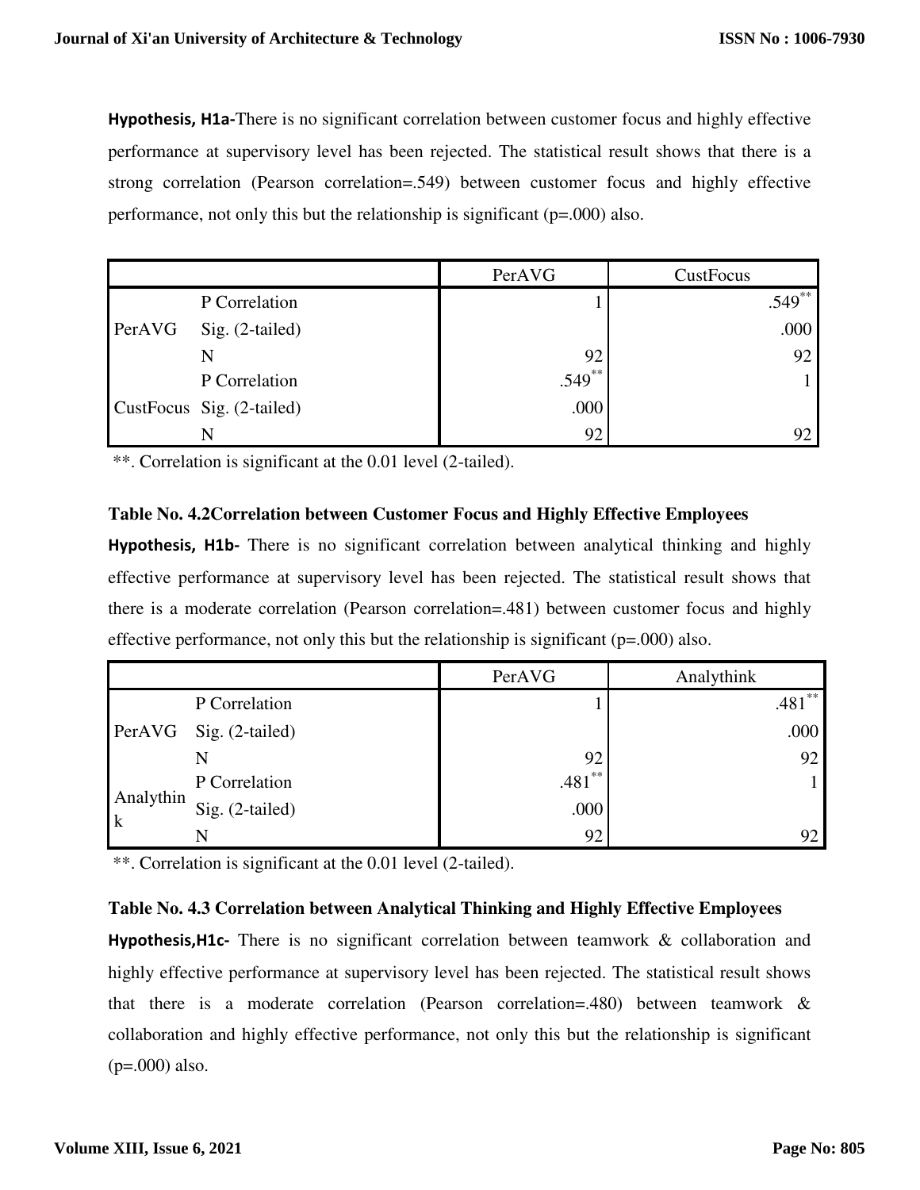**Hypothesis, H1a-**There is no significant correlation between customer focus and highly effective performance at supervisory level has been rejected. The statistical result shows that there is a strong correlation (Pearson correlation=.549) between customer focus and highly effective performance, not only this but the relationship is significant (p=.000) also.

| | | PerAVG | CustFocus |
|---|---|---|---|
| PerAVG | P Correlation | 1 | .549** |
| | Sig. (2-tailed) | | .000 |
| | N | 92 | 92 |
| CustFocus | P Correlation | .549** | 1 |
| | Sig. (2-tailed) | .000 | |
| | N | 92 | 92 |

**. Correlation is significant at the 0.01 level (2-tailed).

**Table No. 4.2Correlation between Customer Focus and Highly Effective Employees**

**Hypothesis, H1b-** There is no significant correlation between analytical thinking and highly effective performance at supervisory level has been rejected. The statistical result shows that there is a moderate correlation (Pearson correlation=.481) between customer focus and highly effective performance, not only this but the relationship is significant (p=.000) also.

| | | PerAVG | Analythink |
|---|---|---|---|
| PerAVG | P Correlation | 1 | .481** |
| | Sig. (2-tailed) | | .000 |
| | N | 92 | 92 |
| Analythink | P Correlation | .481** | 1 |
| | Sig. (2-tailed) | .000 | |
| | N | 92 | 92 |

**. Correlation is significant at the 0.01 level (2-tailed).

**Table No. 4.3 Correlation between Analytical Thinking and Highly Effective Employees**

**Hypothesis,H1c-** There is no significant correlation between teamwork & collaboration and highly effective performance at supervisory level has been rejected. The statistical result shows that there is a moderate correlation (Pearson correlation=.480) between teamwork & collaboration and highly effective performance, not only this but the relationship is significant (p=.000) also.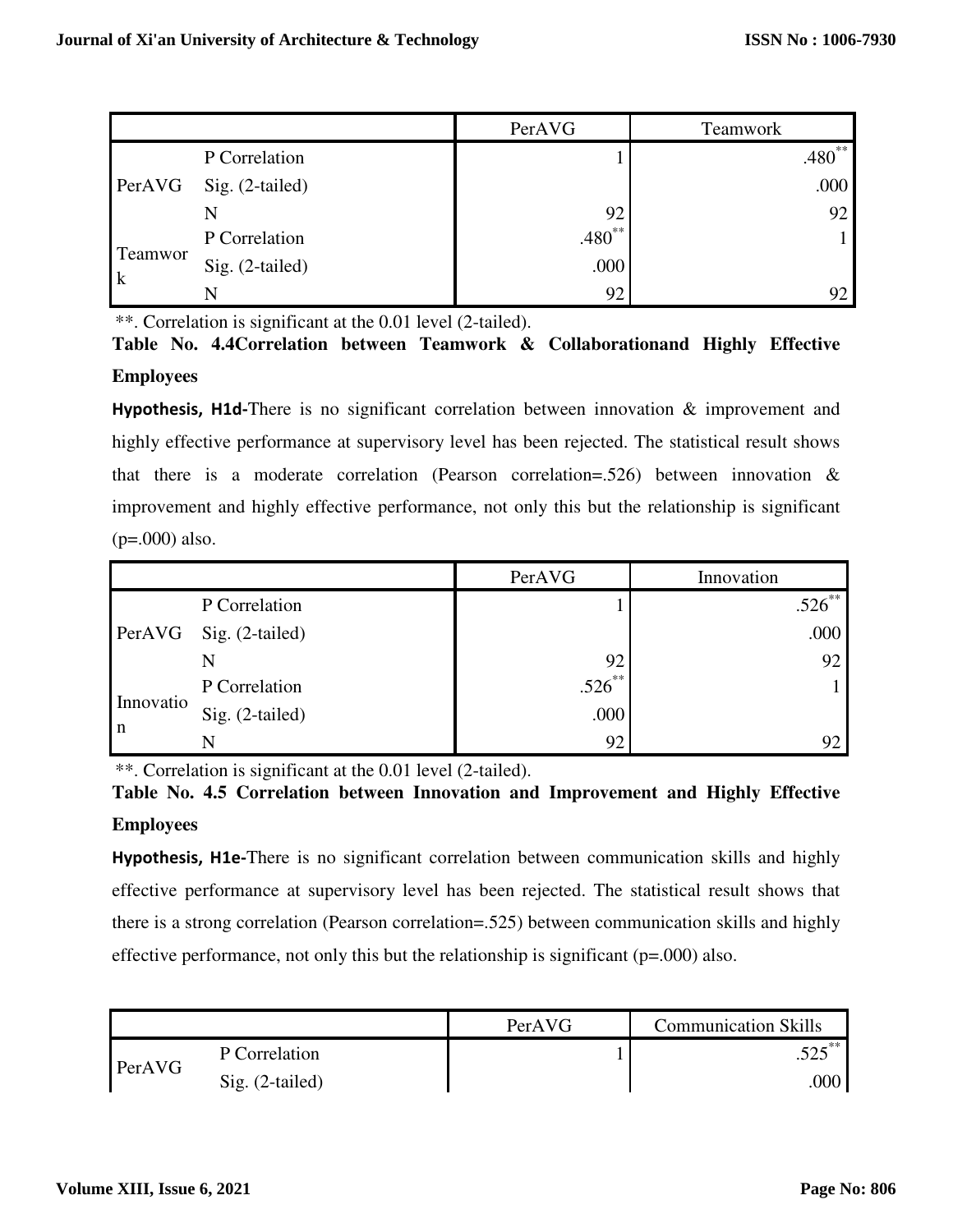| | | PerAVG | Teamwork |
|---|---|---|---|
| PerAVG | P Correlation | 1 | .480** |
| | Sig. (2-tailed) | | .000 |
| | N | 92 | 92 |
| Teamwork | P Correlation | .480** | 1 |
| | Sig. (2-tailed) | .000 | |
| | N | 92 | 92 |

**. Correlation is significant at the 0.01 level (2-tailed).

**Table No. 4.4Correlation between Teamwork & Collaborationand Highly Effective Employees**

**Hypothesis, H1d-**There is no significant correlation between innovation & improvement and highly effective performance at supervisory level has been rejected. The statistical result shows that there is a moderate correlation (Pearson correlation=.526) between innovation & improvement and highly effective performance, not only this but the relationship is significant (p=.000) also.

| | | PerAVG | Innovation |
|---|---|---|---|
| PerAVG | P Correlation | 1 | .526** |
| | Sig. (2-tailed) | | .000 |
| | N | 92 | 92 |
| Innovation | P Correlation | .526** | 1 |
| | Sig. (2-tailed) | .000 | |
| | N | 92 | 92 |

**. Correlation is significant at the 0.01 level (2-tailed).

**Table No. 4.5 Correlation between Innovation and Improvement and Highly Effective Employees**

**Hypothesis, H1e-**There is no significant correlation between communication skills and highly effective performance at supervisory level has been rejected. The statistical result shows that there is a strong correlation (Pearson correlation=.525) between communication skills and highly effective performance, not only this but the relationship is significant (p=.000) also.

| | | PerAVG | Communication Skills |
|---|---|---|---|
| PerAVG | P Correlation | 1 | .525** |
| | Sig. (2-tailed) | | .000 |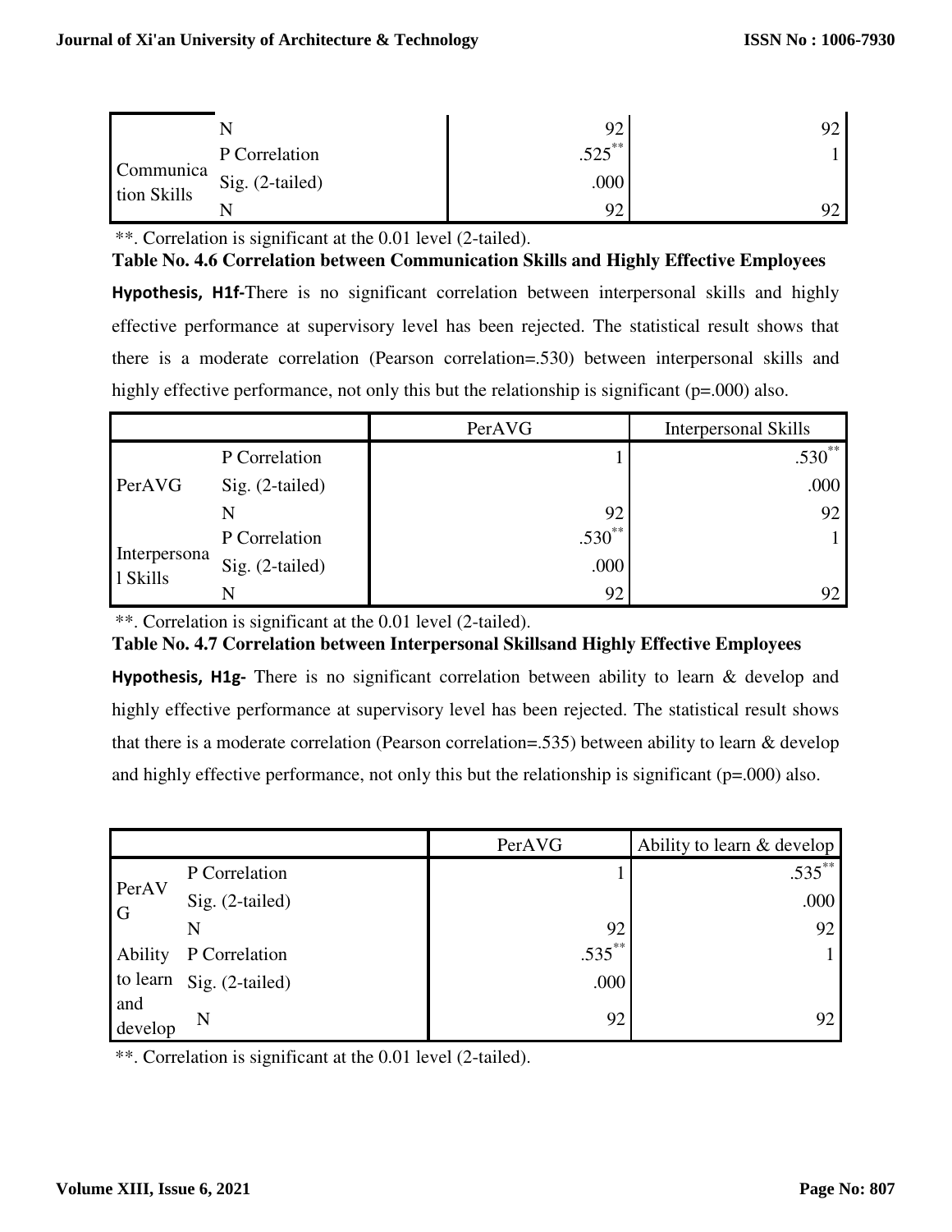| | | | |
|---|---|---|---|
| | N | 92 | 92 |
| Communication Skills | P Correlation | .525** | 1 |
| | Sig. (2-tailed) | .000 | |
| | N | 92 | 92 |

**. Correlation is significant at the 0.01 level (2-tailed).

**Table No. 4.6 Correlation between Communication Skills and Highly Effective Employees**

**Hypothesis, H1f-**There is no significant correlation between interpersonal skills and highly effective performance at supervisory level has been rejected. The statistical result shows that there is a moderate correlation (Pearson correlation=.530) between interpersonal skills and highly effective performance, not only this but the relationship is significant (p=.000) also.

| | | PerAVG | Interpersonal Skills |
|---|---|---|---|
| PerAVG | P Correlation | 1 | .530** |
| | Sig. (2-tailed) | | .000 |
| | N | 92 | 92 |
| Interpersonal Skills | P Correlation | .530** | 1 |
| | Sig. (2-tailed) | .000 | |
| | N | 92 | 92 |

**. Correlation is significant at the 0.01 level (2-tailed).

**Table No. 4.7 Correlation between Interpersonal Skillsand Highly Effective Employees**

**Hypothesis, H1g-** There is no significant correlation between ability to learn & develop and highly effective performance at supervisory level has been rejected. The statistical result shows that there is a moderate correlation (Pearson correlation=.535) between ability to learn & develop and highly effective performance, not only this but the relationship is significant (p=.000) also.

| | | PerAVG | Ability to learn & develop |
|---|---|---|---|
| PerAVG | P Correlation | 1 | .535** |
| | Sig. (2-tailed) | | .000 |
| | N | 92 | 92 |
| Ability to learn and develop | P Correlation | .535** | 1 |
| | Sig. (2-tailed) | .000 | |
| | N | 92 | 92 |

**. Correlation is significant at the 0.01 level (2-tailed).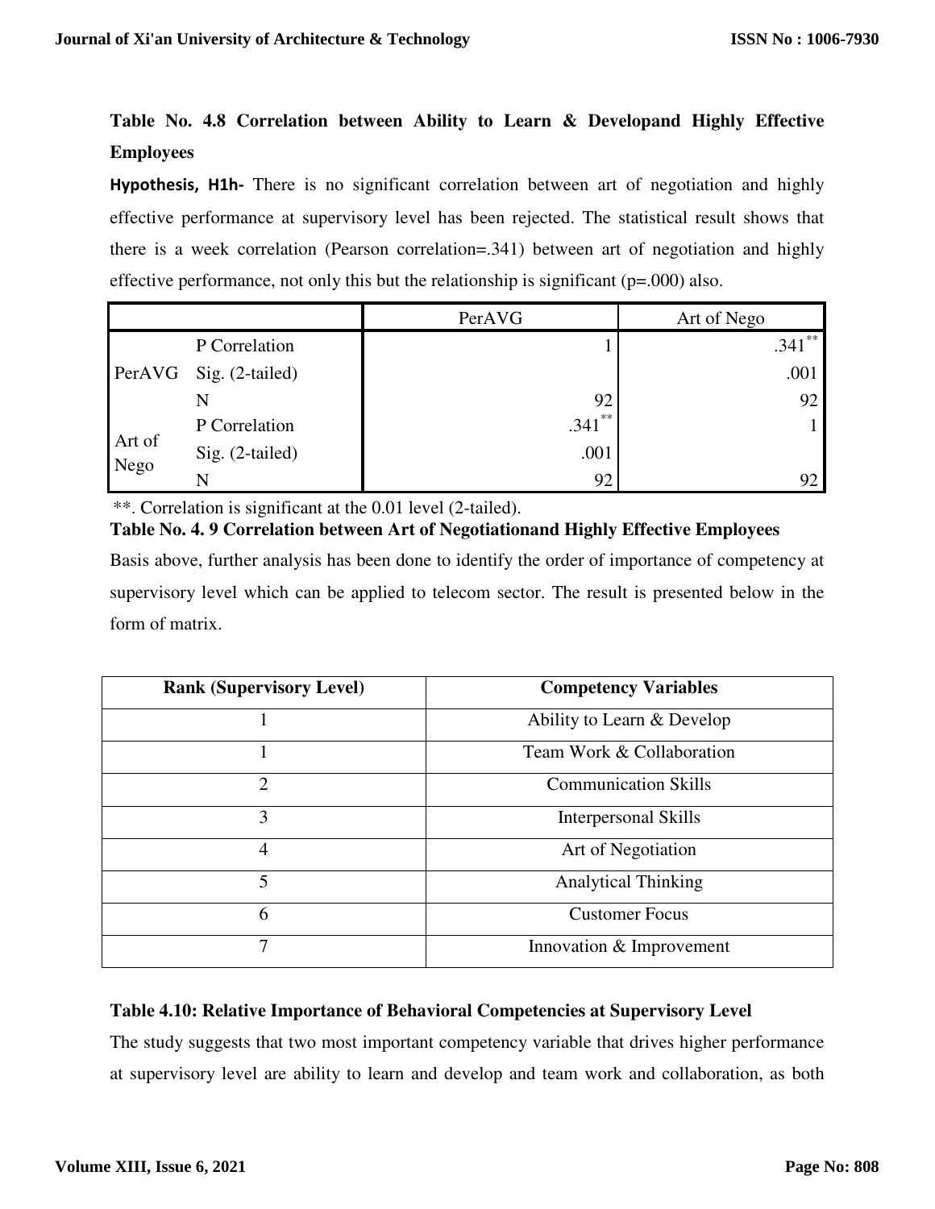**Table No. 4.8 Correlation between Ability to Learn & Developand Highly Effective Employees**

**Hypothesis, H1h-** There is no significant correlation between art of negotiation and highly effective performance at supervisory level has been rejected. The statistical result shows that there is a week correlation (Pearson correlation=.341) between art of negotiation and highly effective performance, not only this but the relationship is significant (p=.000) also.

| | | PerAVG | Art of Nego |
|---|---|---|---|
| PerAVG | P Correlation | 1 | .341** |
| | Sig. (2-tailed) | | .001 |
| | N | 92 | 92 |
| Art of Nego | P Correlation | .341** | 1 |
| | Sig. (2-tailed) | .001 | |
| | N | 92 | 92 |

**. Correlation is significant at the 0.01 level (2-tailed).

**Table No. 4. 9 Correlation between Art of Negotiationand Highly Effective Employees**

Basis above, further analysis has been done to identify the order of importance of competency at supervisory level which can be applied to telecom sector. The result is presented below in the form of matrix.

| Rank (Supervisory Level) | Competency Variables |
|---|---|
| 1 | Ability to Learn & Develop |
| 1 | Team Work & Collaboration |
| 2 | Communication Skills |
| 3 | Interpersonal Skills |
| 4 | Art of Negotiation |
| 5 | Analytical Thinking |
| 6 | Customer Focus |
| 7 | Innovation & Improvement |

**Table 4.10: Relative Importance of Behavioral Competencies at Supervisory Level**

The study suggests that two most important competency variable that drives higher performance at supervisory level are ability to learn and develop and team work and collaboration, as both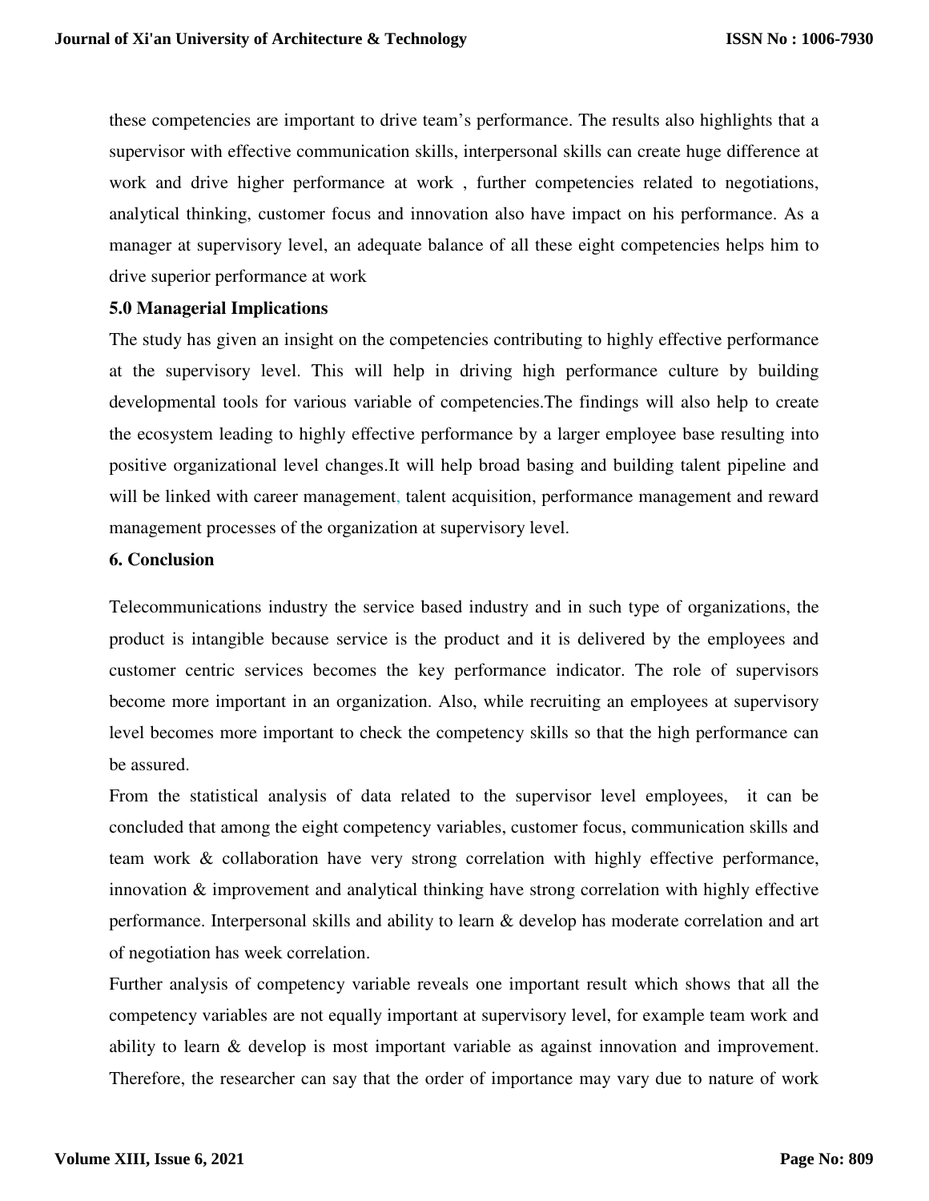these competencies are important to drive team's performance. The results also highlights that a supervisor with effective communication skills, interpersonal skills can create huge difference at work and drive higher performance at work , further competencies related to negotiations, analytical thinking, customer focus and innovation also have impact on his performance. As a manager at supervisory level, an adequate balance of all these eight competencies helps him to drive superior performance at work

## 5.0 Managerial Implications

The study has given an insight on the competencies contributing to highly effective performance at the supervisory level. This will help in driving high performance culture by building developmental tools for various variable of competencies.The findings will also help to create the ecosystem leading to highly effective performance by a larger employee base resulting into positive organizational level changes.It will help broad basing and building talent pipeline and will be linked with career management, talent acquisition, performance management and reward management processes of the organization at supervisory level.

## 6. Conclusion

Telecommunications industry the service based industry and in such type of organizations, the product is intangible because service is the product and it is delivered by the employees and customer centric services becomes the key performance indicator. The role of supervisors become more important in an organization. Also, while recruiting an employees at supervisory level becomes more important to check the competency skills so that the high performance can be assured.

From the statistical analysis of data related to the supervisor level employees, it can be concluded that among the eight competency variables, customer focus, communication skills and team work & collaboration have very strong correlation with highly effective performance, innovation & improvement and analytical thinking have strong correlation with highly effective performance. Interpersonal skills and ability to learn & develop has moderate correlation and art of negotiation has week correlation.

Further analysis of competency variable reveals one important result which shows that all the competency variables are not equally important at supervisory level, for example team work and ability to learn & develop is most important variable as against innovation and improvement. Therefore, the researcher can say that the order of importance may vary due to nature of work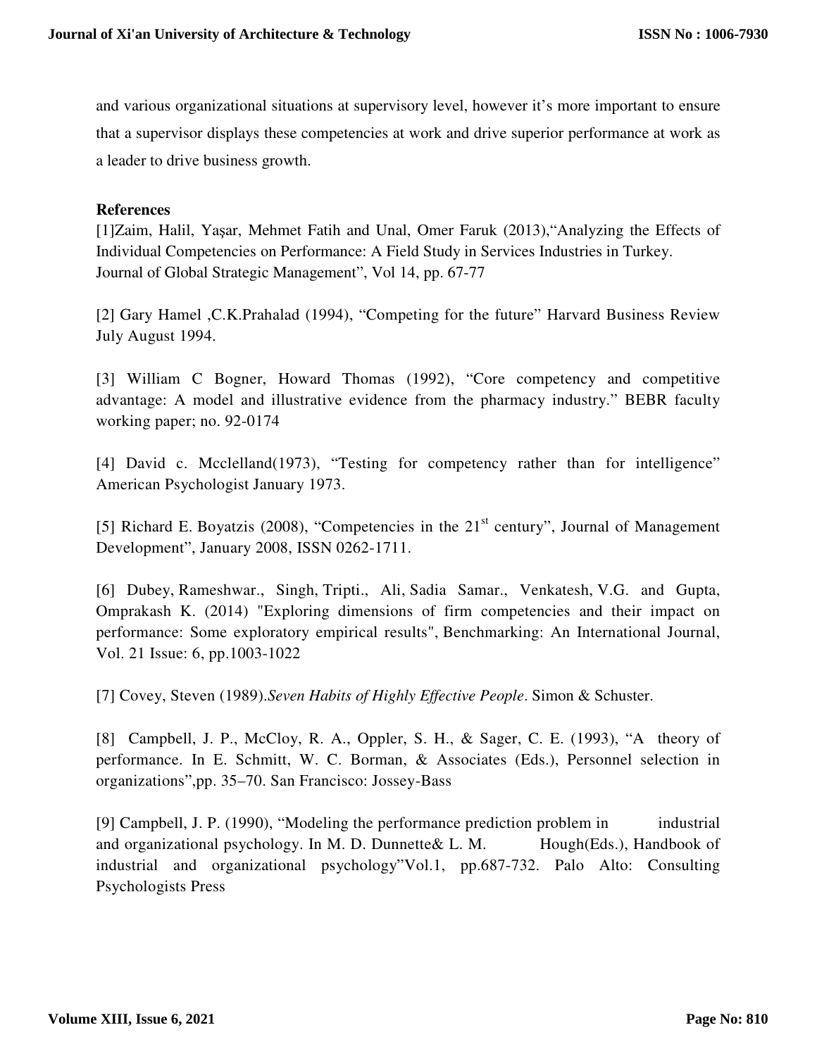and various organizational situations at supervisory level, however it's more important to ensure that a supervisor displays these competencies at work and drive superior performance at work as a leader to drive business growth.

**References**

[1]Zaim, Halil, Yaşar, Mehmet Fatih and Unal, Omer Faruk (2013),"Analyzing the Effects of Individual Competencies on Performance: A Field Study in Services Industries in Turkey. Journal of Global Strategic Management", Vol 14, pp. 67-77

[2] Gary Hamel ,C.K.Prahalad (1994), "Competing for the future" Harvard Business Review July August 1994.

[3] William C Bogner, Howard Thomas (1992), "Core competency and competitive advantage: A model and illustrative evidence from the pharmacy industry." BEBR faculty working paper; no. 92-0174

[4] David c. Mcclelland(1973), "Testing for competency rather than for intelligence" American Psychologist January 1973.

[5] Richard E. Boyatzis (2008), "Competencies in the 21st century", Journal of Management Development", January 2008, ISSN 0262-1711.

[6] Dubey, Rameshwar., Singh, Tripti., Ali, Sadia Samar., Venkatesh, V.G. and Gupta, Omprakash K. (2014) "Exploring dimensions of firm competencies and their impact on performance: Some exploratory empirical results", Benchmarking: An International Journal, Vol. 21 Issue: 6, pp.1003-1022

[7] Covey, Steven (1989).*Seven Habits of Highly Effective People*. Simon & Schuster.

[8] Campbell, J. P., McCloy, R. A., Oppler, S. H., & Sager, C. E. (1993), "A theory of performance. In E. Schmitt, W. C. Borman, & Associates (Eds.), Personnel selection in organizations",pp. 35–70. San Francisco: Jossey-Bass

[9] Campbell, J. P. (1990), "Modeling the performance prediction problem in industrial and organizational psychology. In M. D. Dunnette& L. M. Hough(Eds.), Handbook of industrial and organizational psychology"Vol.1, pp.687-732. Palo Alto: Consulting Psychologists Press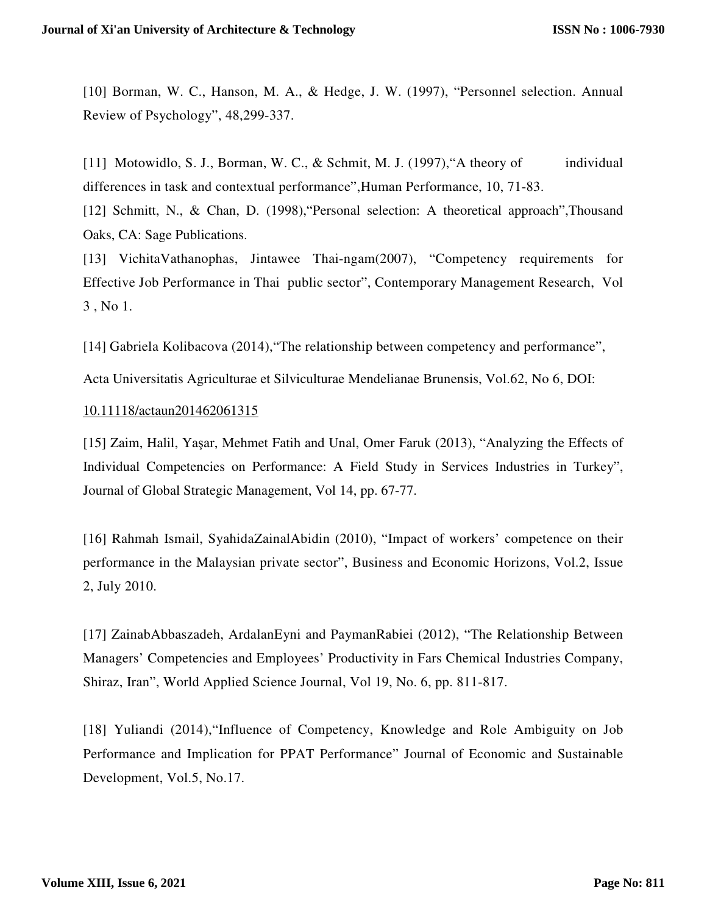[10] Borman, W. C., Hanson, M. A., & Hedge, J. W. (1997), “Personnel selection. Annual Review of Psychology”, 48,299-337.

[11] Motowidlo, S. J., Borman, W. C., & Schmit, M. J. (1997),“A theory of individual differences in task and contextual performance”,Human Performance, 10, 71-83.

[12] Schmitt, N., & Chan, D. (1998),“Personal selection: A theoretical approach”,Thousand Oaks, CA: Sage Publications.

[13] VichitaVathanophas, Jintawee Thai-ngam(2007), “Competency requirements for Effective Job Performance in Thai public sector”, Contemporary Management Research, Vol 3 , No 1.

[14] Gabriela Kolibacova (2014),“The relationship between competency and performance”, Acta Universitatis Agriculturae et Silviculturae Mendelianae Brunensis, Vol.62, No 6, DOI: 10.11118/actaun201462061315

[15] Zaim, Halil, Yaşar, Mehmet Fatih and Unal, Omer Faruk (2013), “Analyzing the Effects of Individual Competencies on Performance: A Field Study in Services Industries in Turkey”, Journal of Global Strategic Management, Vol 14, pp. 67-77.

[16] Rahmah Ismail, SyahidaZainalAbidin (2010), “Impact of workers’ competence on their performance in the Malaysian private sector”, Business and Economic Horizons, Vol.2, Issue 2, July 2010.

[17] ZainabAbbaszadeh, ArdalanEyni and PaymanRabiei (2012), “The Relationship Between Managers’ Competencies and Employees’ Productivity in Fars Chemical Industries Company, Shiraz, Iran”, World Applied Science Journal, Vol 19, No. 6, pp. 811-817.

[18] Yuliandi (2014),“Influence of Competency, Knowledge and Role Ambiguity on Job Performance and Implication for PPAT Performance” Journal of Economic and Sustainable Development, Vol.5, No.17.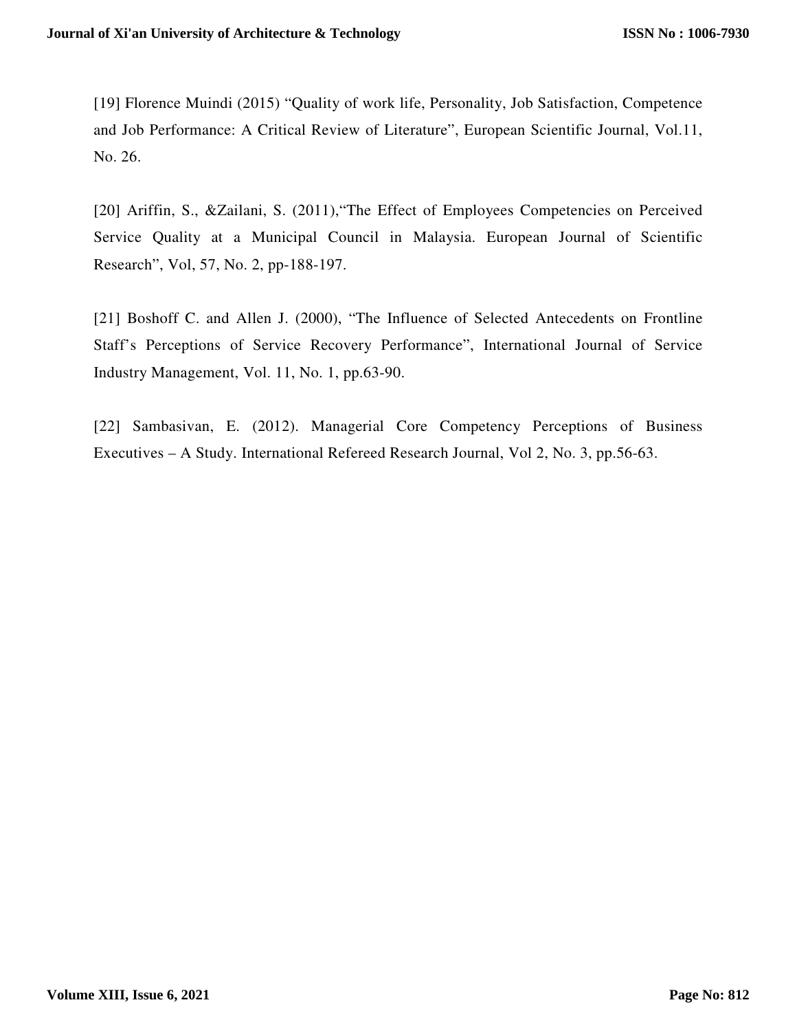[19] Florence Muindi (2015) "Quality of work life, Personality, Job Satisfaction, Competence and Job Performance: A Critical Review of Literature", European Scientific Journal, Vol.11, No. 26.

[20] Ariffin, S., &Zailani, S. (2011),"The Effect of Employees Competencies on Perceived Service Quality at a Municipal Council in Malaysia. European Journal of Scientific Research", Vol, 57, No. 2, pp-188-197.

[21] Boshoff C. and Allen J. (2000), "The Influence of Selected Antecedents on Frontline Staff's Perceptions of Service Recovery Performance", International Journal of Service Industry Management, Vol. 11, No. 1, pp.63-90.

[22] Sambasivan, E. (2012). Managerial Core Competency Perceptions of Business Executives – A Study. International Refereed Research Journal, Vol 2, No. 3, pp.56-63.